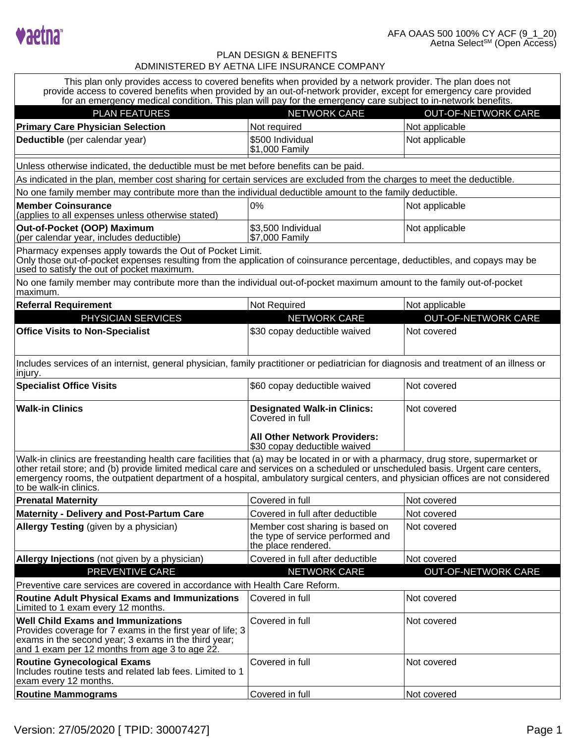AFA OAAS 500 100% CY ACF (9_1_20)
Aetna Select[SM] (Open Access)

# PLAN DESIGN & BENEFITS
## ADMINISTERED BY AETNA LIFE INSURANCE COMPANY

This plan only provides access to covered benefits when provided by a network provider. The plan does not provide access to covered benefits when provided by an out-of-network provider, except for emergency care provided for an emergency medical condition. This plan will pay for the emergency care subject to in-network benefits.

| PLAN FEATURES | NETWORK CARE | OUT-OF-NETWORK CARE |
|---|---|---|
| **Primary Care Physician Selection** | Not required | Not applicable |
| **Deductible** (per calendar year) | $500 Individual<br>$1,000 Family | Not applicable |
| Unless otherwise indicated, the deductible must be met before benefits can be paid. | | |
| As indicated in the plan, member cost sharing for certain services are excluded from the charges to meet the deductible. | | |
| No one family member may contribute more than the individual deductible amount to the family deductible. | | |
| **Member Coinsurance**<br>(applies to all expenses unless otherwise stated) | 0% | Not applicable |
| **Out-of-Pocket (OOP) Maximum**<br>(per calendar year, includes deductible) | $3,500 Individual<br>$7,000 Family | Not applicable |
| Pharmacy expenses apply towards the Out of Pocket Limit.<br>Only those out-of-pocket expenses resulting from the application of coinsurance percentage, deductibles, and copays may be used to satisfy the out of pocket maximum. | | |
| No one family member may contribute more than the individual out-of-pocket maximum amount to the family out-of-pocket maximum. | | |
| **Referral Requirement** | Not Required | Not applicable |
| **PHYSICIAN SERVICES** | **NETWORK CARE** | **OUT-OF-NETWORK CARE** |
| **Office Visits to Non-Specialist** | $30 copay deductible waived | Not covered |
| Includes services of an internist, general physician, family practitioner or pediatrician for diagnosis and treatment of an illness or injury. | | |
| **Specialist Office Visits** | $60 copay deductible waived | Not covered |
| **Walk-in Clinics** | **Designated Walk-in Clinics:**<br>Covered in full<br><br>**All Other Network Providers:**<br>$30 copay deductible waived | Not covered |
| Walk-in clinics are freestanding health care facilities that (a) may be located in or with a pharmacy, drug store, supermarket or other retail store; and (b) provide limited medical care and services on a scheduled or unscheduled basis. Urgent care centers, emergency rooms, the outpatient department of a hospital, ambulatory surgical centers, and physician offices are not considered to be walk-in clinics. | | |
| **Prenatal Maternity** | Covered in full | Not covered |
| **Maternity - Delivery and Post-Partum Care** | Covered in full after deductible | Not covered |
| **Allergy Testing** (given by a physician) | Member cost sharing is based on the type of service performed and the place rendered. | Not covered |
| **Allergy Injections** (not given by a physician) | Covered in full after deductible | Not covered |
| **PREVENTIVE CARE** | **NETWORK CARE** | **OUT-OF-NETWORK CARE** |
| Preventive care services are covered in accordance with Health Care Reform. | | |
| **Routine Adult Physical Exams and Immunizations**<br>Limited to 1 exam every 12 months. | Covered in full | Not covered |
| **Well Child Exams and Immunizations**<br>Provides coverage for 7 exams in the first year of life; 3 exams in the second year; 3 exams in the third year; and 1 exam per 12 months from age 3 to age 22. | Covered in full | Not covered |
| **Routine Gynecological Exams**<br>Includes routine tests and related lab fees. Limited to 1 exam every 12 months. | Covered in full | Not covered |
| **Routine Mammograms** | Covered in full | Not covered |

Version: 27/05/2020 [ TPID: 30007427]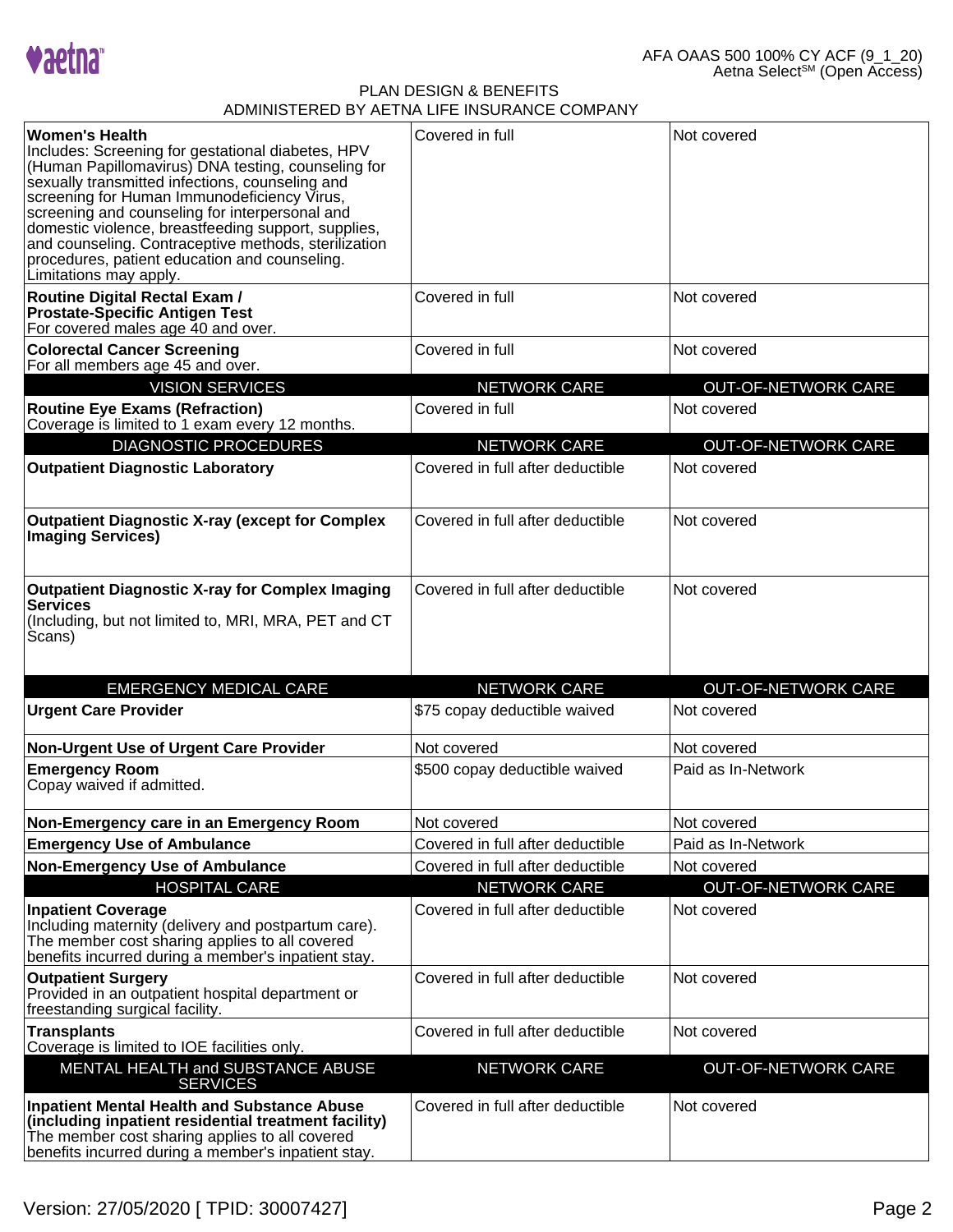| | | |
|---|---|---|
| **Women's Health**<br>Includes: Screening for gestational diabetes, HPV (Human Papillomavirus) DNA testing, counseling for sexually transmitted infections, counseling and screening for Human Immunodeficiency Virus, screening and counseling for interpersonal and domestic violence, breastfeeding support, supplies, and counseling. Contraceptive methods, sterilization procedures, patient education and counseling. Limitations may apply. | Covered in full | Not covered |
| **Routine Digital Rectal Exam / Prostate-Specific Antigen Test**<br>For covered males age 40 and over. | Covered in full | Not covered |
| **Colorectal Cancer Screening**<br>For all members age 45 and over. | Covered in full | Not covered |

| VISION SERVICES | NETWORK CARE | OUT-OF-NETWORK CARE |
|---|---|---|
| **Routine Eye Exams (Refraction)**<br>Coverage is limited to 1 exam every 12 months. | Covered in full | Not covered |

| DIAGNOSTIC PROCEDURES | NETWORK CARE | OUT-OF-NETWORK CARE |
|---|---|---|
| **Outpatient Diagnostic Laboratory** | Covered in full after deductible | Not covered |
| **Outpatient Diagnostic X-ray (except for Complex Imaging Services)** | Covered in full after deductible | Not covered |
| **Outpatient Diagnostic X-ray for Complex Imaging Services**<br>(Including, but not limited to, MRI, MRA, PET and CT Scans) | Covered in full after deductible | Not covered |

| EMERGENCY MEDICAL CARE | NETWORK CARE | OUT-OF-NETWORK CARE |
|---|---|---|
| **Urgent Care Provider** | $75 copay deductible waived | Not covered |
| **Non-Urgent Use of Urgent Care Provider** | Not covered | Not covered |
| **Emergency Room**<br>Copay waived if admitted. | $500 copay deductible waived | Paid as In-Network |
| **Non-Emergency care in an Emergency Room** | Not covered | Not covered |
| **Emergency Use of Ambulance** | Covered in full after deductible | Paid as In-Network |
| **Non-Emergency Use of Ambulance** | Covered in full after deductible | Not covered |

| HOSPITAL CARE | NETWORK CARE | OUT-OF-NETWORK CARE |
|---|---|---|
| **Inpatient Coverage**<br>Including maternity (delivery and postpartum care). The member cost sharing applies to all covered benefits incurred during a member's inpatient stay. | Covered in full after deductible | Not covered |
| **Outpatient Surgery**<br>Provided in an outpatient hospital department or freestanding surgical facility. | Covered in full after deductible | Not covered |
| **Transplants**<br>Coverage is limited to IOE facilities only. | Covered in full after deductible | Not covered |

| MENTAL HEALTH and SUBSTANCE ABUSE SERVICES | NETWORK CARE | OUT-OF-NETWORK CARE |
|---|---|---|
| **Inpatient Mental Health and Substance Abuse (including inpatient residential treatment facility)**<br>The member cost sharing applies to all covered benefits incurred during a member's inpatient stay. | Covered in full after deductible | Not covered |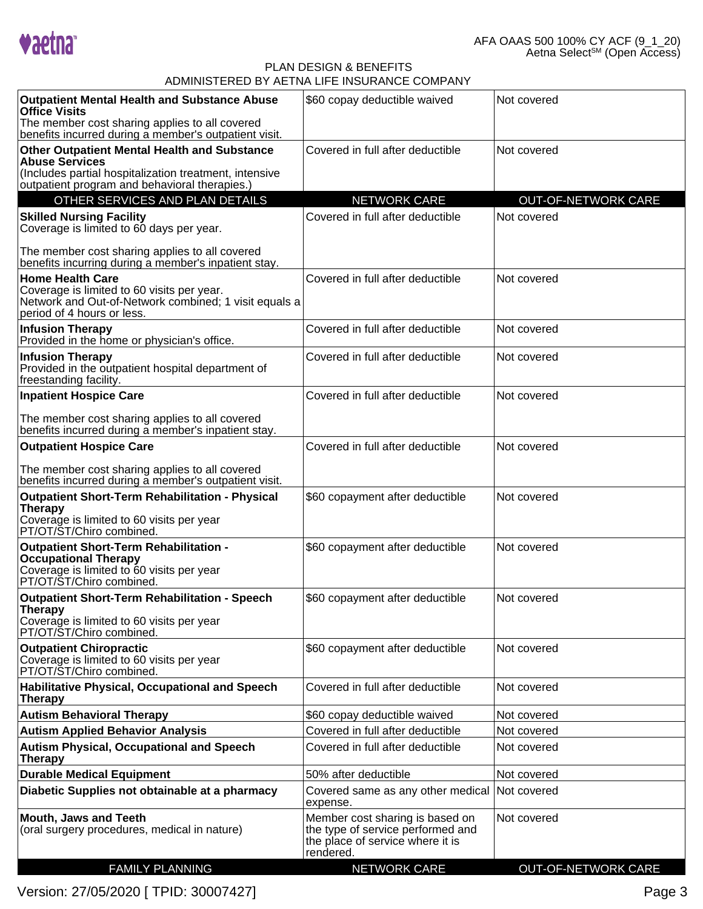| | | |
|---|---|---|
| **Outpatient Mental Health and Substance Abuse Office Visits**<br>The member cost sharing applies to all covered benefits incurred during a member's outpatient visit. | $60 copay deductible waived | Not covered |
| **Other Outpatient Mental Health and Substance Abuse Services**<br>(Includes partial hospitalization treatment, intensive outpatient program and behavioral therapies.) | Covered in full after deductible | Not covered |

| OTHER SERVICES AND PLAN DETAILS | NETWORK CARE | OUT-OF-NETWORK CARE |
|---|---|---|
| **Skilled Nursing Facility**<br>Coverage is limited to 60 days per year.<br><br>The member cost sharing applies to all covered benefits incurring during a member's inpatient stay. | Covered in full after deductible | Not covered |
| **Home Health Care**<br>Coverage is limited to 60 visits per year. Network and Out-of-Network combined; 1 visit equals a period of 4 hours or less. | Covered in full after deductible | Not covered |
| **Infusion Therapy**<br>Provided in the home or physician's office. | Covered in full after deductible | Not covered |
| **Infusion Therapy**<br>Provided in the outpatient hospital department of freestanding facility. | Covered in full after deductible | Not covered |
| **Inpatient Hospice Care**<br><br>The member cost sharing applies to all covered benefits incurred during a member's inpatient stay. | Covered in full after deductible | Not covered |
| **Outpatient Hospice Care**<br><br>The member cost sharing applies to all covered benefits incurred during a member's outpatient visit. | Covered in full after deductible | Not covered |
| **Outpatient Short-Term Rehabilitation - Physical Therapy**<br>Coverage is limited to 60 visits per year PT/OT/ST/Chiro combined. | $60 copayment after deductible | Not covered |
| **Outpatient Short-Term Rehabilitation - Occupational Therapy**<br>Coverage is limited to 60 visits per year PT/OT/ST/Chiro combined. | $60 copayment after deductible | Not covered |
| **Outpatient Short-Term Rehabilitation - Speech Therapy**<br>Coverage is limited to 60 visits per year PT/OT/ST/Chiro combined. | $60 copayment after deductible | Not covered |
| **Outpatient Chiropractic**<br>Coverage is limited to 60 visits per year PT/OT/ST/Chiro combined. | $60 copayment after deductible | Not covered |
| **Habilitative Physical, Occupational and Speech Therapy** | Covered in full after deductible | Not covered |
| **Autism Behavioral Therapy** | $60 copay deductible waived | Not covered |
| **Autism Applied Behavior Analysis** | Covered in full after deductible | Not covered |
| **Autism Physical, Occupational and Speech Therapy** | Covered in full after deductible | Not covered |
| **Durable Medical Equipment** | 50% after deductible | Not covered |
| **Diabetic Supplies not obtainable at a pharmacy** | Covered same as any other medical expense. | Not covered |
| **Mouth, Jaws and Teeth**<br>(oral surgery procedures, medical in nature) | Member cost sharing is based on the type of service performed and the place of service where it is rendered. | Not covered |

| FAMILY PLANNING | NETWORK CARE | OUT-OF-NETWORK CARE |
|---|---|---|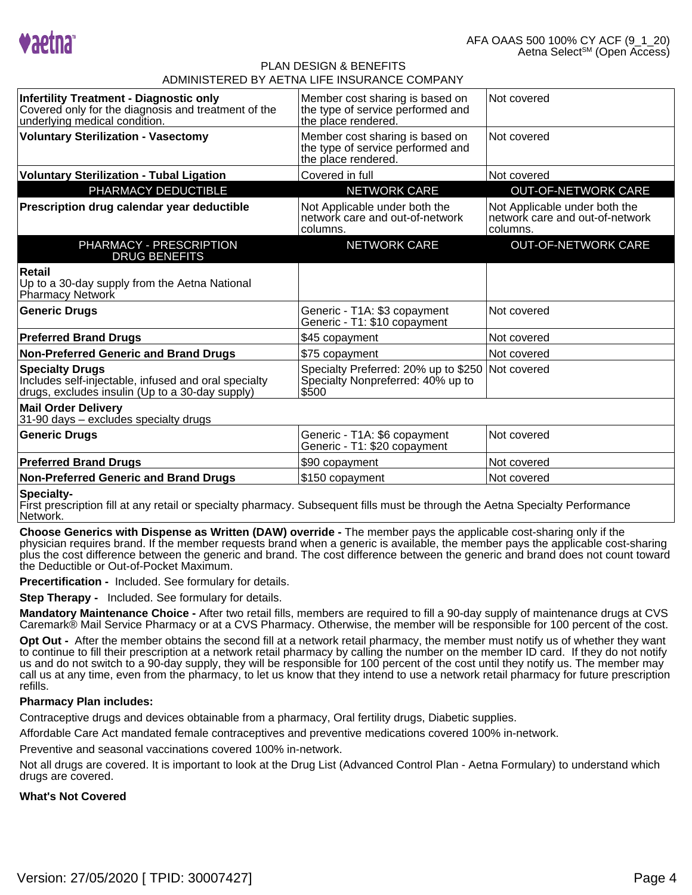| | | |
|---|---|---|
| **Infertility Treatment - Diagnostic only** Covered only for the diagnosis and treatment of the underlying medical condition. | Member cost sharing is based on the type of service performed and the place rendered. | Not covered |
| **Voluntary Sterilization - Vasectomy** | Member cost sharing is based on the type of service performed and the place rendered. | Not covered |
| **Voluntary Sterilization - Tubal Ligation** | Covered in full | Not covered |

| PHARMACY DEDUCTIBLE | NETWORK CARE | OUT-OF-NETWORK CARE |
|---|---|---|
| **Prescription drug calendar year deductible** | Not Applicable under both the network care and out-of-network columns. | Not Applicable under both the network care and out-of-network columns. |

| PHARMACY - PRESCRIPTION DRUG BENEFITS | NETWORK CARE | OUT-OF-NETWORK CARE |
|---|---|---|
| **Retail** Up to a 30-day supply from the Aetna National Pharmacy Network | | |
| **Generic Drugs** | Generic - T1A: $3 copayment Generic - T1: $10 copayment | Not covered |
| **Preferred Brand Drugs** | $45 copayment | Not covered |
| **Non-Preferred Generic and Brand Drugs** | $75 copayment | Not covered |
| **Specialty Drugs** Includes self-injectable, infused and oral specialty drugs, excludes insulin (Up to a 30-day supply) | Specialty Preferred: 20% up to $250 Specialty Nonpreferred: 40% up to $500 | Not covered |
| **Mail Order Delivery** 31-90 days – excludes specialty drugs | | |
| **Generic Drugs** | Generic - T1A: $6 copayment Generic - T1: $20 copayment | Not covered |
| **Preferred Brand Drugs** | $90 copayment | Not covered |
| **Non-Preferred Generic and Brand Drugs** | $150 copayment | Not covered |
| **Specialty-** First prescription fill at any retail or specialty pharmacy. Subsequent fills must be through the Aetna Specialty Performance Network. | | |

**Choose Generics with Dispense as Written (DAW) override -** The member pays the applicable cost-sharing only if the physician requires brand. If the member requests brand when a generic is available, the member pays the applicable cost-sharing plus the cost difference between the generic and brand. The cost difference between the generic and brand does not count toward the Deductible or Out-of-Pocket Maximum.

**Precertification -** Included. See formulary for details.

**Step Therapy -** Included. See formulary for details.

**Mandatory Maintenance Choice -** After two retail fills, members are required to fill a 90-day supply of maintenance drugs at CVS Caremark® Mail Service Pharmacy or at a CVS Pharmacy. Otherwise, the member will be responsible for 100 percent of the cost.

**Opt Out -** After the member obtains the second fill at a network retail pharmacy, the member must notify us of whether they want to continue to fill their prescription at a network retail pharmacy by calling the number on the member ID card. If they do not notify us and do not switch to a 90-day supply, they will be responsible for 100 percent of the cost until they notify us. The member may call us at any time, even from the pharmacy, to let us know that they intend to use a network retail pharmacy for future prescription refills.

**Pharmacy Plan includes:**

Contraceptive drugs and devices obtainable from a pharmacy, Oral fertility drugs, Diabetic supplies.

Affordable Care Act mandated female contraceptives and preventive medications covered 100% in-network.

Preventive and seasonal vaccinations covered 100% in-network.

Not all drugs are covered. It is important to look at the Drug List (Advanced Control Plan - Aetna Formulary) to understand which drugs are covered.

**What's Not Covered**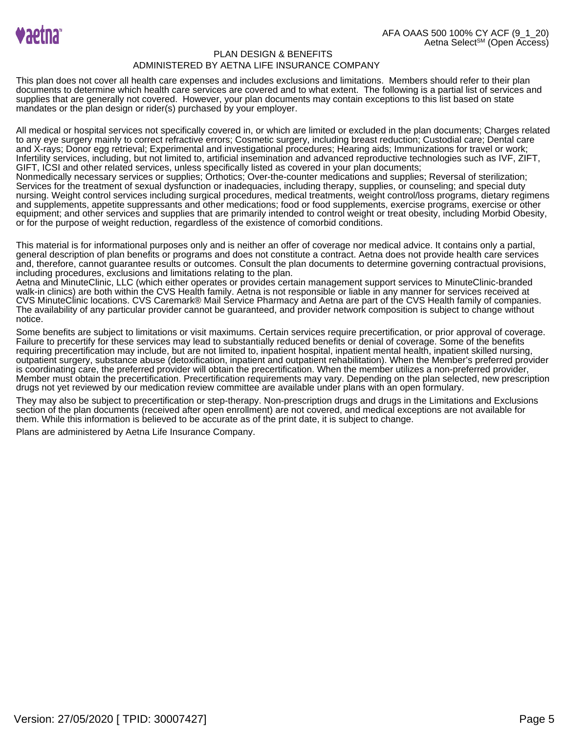AFA OAAS 500 100% CY ACF (9_1_20)
Aetna Select℠ (Open Access)

PLAN DESIGN & BENEFITS
ADMINISTERED BY AETNA LIFE INSURANCE COMPANY

This plan does not cover all health care expenses and includes exclusions and limitations. Members should refer to their plan documents to determine which health care services are covered and to what extent. The following is a partial list of services and supplies that are generally not covered. However, your plan documents may contain exceptions to this list based on state mandates or the plan design or rider(s) purchased by your employer.

All medical or hospital services not specifically covered in, or which are limited or excluded in the plan documents; Charges related to any eye surgery mainly to correct refractive errors; Cosmetic surgery, including breast reduction; Custodial care; Dental care and X-rays; Donor egg retrieval; Experimental and investigational procedures; Hearing aids; Immunizations for travel or work; Infertility services, including, but not limited to, artificial insemination and advanced reproductive technologies such as IVF, ZIFT, GIFT, ICSI and other related services, unless specifically listed as covered in your plan documents;
Nonmedically necessary services or supplies; Orthotics; Over-the-counter medications and supplies; Reversal of sterilization; Services for the treatment of sexual dysfunction or inadequacies, including therapy, supplies, or counseling; and special duty nursing. Weight control services including surgical procedures, medical treatments, weight control/loss programs, dietary regimens and supplements, appetite suppressants and other medications; food or food supplements, exercise programs, exercise or other equipment; and other services and supplies that are primarily intended to control weight or treat obesity, including Morbid Obesity, or for the purpose of weight reduction, regardless of the existence of comorbid conditions.

This material is for informational purposes only and is neither an offer of coverage nor medical advice. It contains only a partial, general description of plan benefits or programs and does not constitute a contract. Aetna does not provide health care services and, therefore, cannot guarantee results or outcomes. Consult the plan documents to determine governing contractual provisions, including procedures, exclusions and limitations relating to the plan.
Aetna and MinuteClinic, LLC (which either operates or provides certain management support services to MinuteClinic-branded walk-in clinics) are both within the CVS Health family. Aetna is not responsible or liable in any manner for services received at CVS MinuteClinic locations. CVS Caremark® Mail Service Pharmacy and Aetna are part of the CVS Health family of companies. The availability of any particular provider cannot be guaranteed, and provider network composition is subject to change without notice.

Some benefits are subject to limitations or visit maximums. Certain services require precertification, or prior approval of coverage. Failure to precertify for these services may lead to substantially reduced benefits or denial of coverage. Some of the benefits requiring precertification may include, but are not limited to, inpatient hospital, inpatient mental health, inpatient skilled nursing, outpatient surgery, substance abuse (detoxification, inpatient and outpatient rehabilitation). When the Member's preferred provider is coordinating care, the preferred provider will obtain the precertification. When the member utilizes a non-preferred provider, Member must obtain the precertification. Precertification requirements may vary. Depending on the plan selected, new prescription drugs not yet reviewed by our medication review committee are available under plans with an open formulary.

They may also be subject to precertification or step-therapy. Non-prescription drugs and drugs in the Limitations and Exclusions section of the plan documents (received after open enrollment) are not covered, and medical exceptions are not available for them. While this information is believed to be accurate as of the print date, it is subject to change.

Plans are administered by Aetna Life Insurance Company.

Version: 27/05/2020 [ TPID: 30007427]